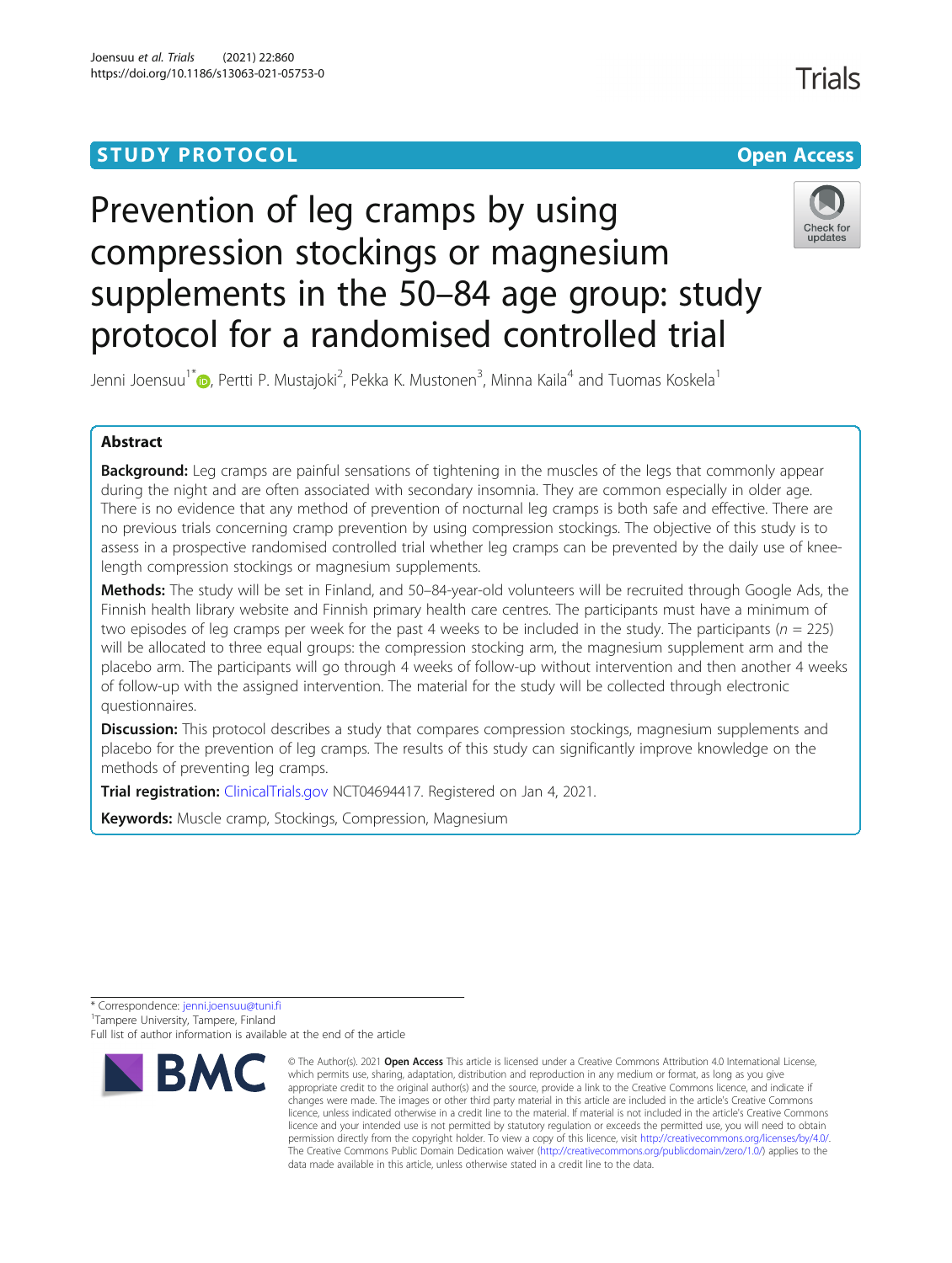STUDY PROTOCOL Open Access

# Prevention of leg cramps by using compression stockings or magnesium supplements in the 50–84 age group: study protocol for a randomised controlled trial

Jenni Joensuu[1*], Pertti P. Mustajoki[2], Pekka K. Mustonen[3], Minna Kaila[4] and Tuomas Koskela[1]

## Abstract

**Background:** Leg cramps are painful sensations of tightening in the muscles of the legs that commonly appear during the night and are often associated with secondary insomnia. They are common especially in older age. There is no evidence that any method of prevention of nocturnal leg cramps is both safe and effective. There are no previous trials concerning cramp prevention by using compression stockings. The objective of this study is to assess in a prospective randomised controlled trial whether leg cramps can be prevented by the daily use of knee-length compression stockings or magnesium supplements.

**Methods:** The study will be set in Finland, and 50–84-year-old volunteers will be recruited through Google Ads, the Finnish health library website and Finnish primary health care centres. The participants must have a minimum of two episodes of leg cramps per week for the past 4 weeks to be included in the study. The participants ($n$ = 225) will be allocated to three equal groups: the compression stocking arm, the magnesium supplement arm and the placebo arm. The participants will go through 4 weeks of follow-up without intervention and then another 4 weeks of follow-up with the assigned intervention. The material for the study will be collected through electronic questionnaires.

**Discussion:** This protocol describes a study that compares compression stockings, magnesium supplements and placebo for the prevention of leg cramps. The results of this study can significantly improve knowledge on the methods of preventing leg cramps.

**Trial registration:** ClinicalTrials.gov NCT04694417. Registered on Jan 4, 2021.

**Keywords:** Muscle cramp, Stockings, Compression, Magnesium

\* Correspondence: jenni.joensuu@tuni.fi
[1]Tampere University, Tampere, Finland
Full list of author information is available at the end of the article

© The Author(s). 2021 **Open Access** This article is licensed under a Creative Commons Attribution 4.0 International License, which permits use, sharing, adaptation, distribution and reproduction in any medium or format, as long as you give appropriate credit to the original author(s) and the source, provide a link to the Creative Commons licence, and indicate if changes were made. The images or other third party material in this article are included in the article's Creative Commons licence, unless indicated otherwise in a credit line to the material. If material is not included in the article's Creative Commons licence and your intended use is not permitted by statutory regulation or exceeds the permitted use, you will need to obtain permission directly from the copyright holder. To view a copy of this licence, visit http://creativecommons.org/licenses/by/4.0/. The Creative Commons Public Domain Dedication waiver (http://creativecommons.org/publicdomain/zero/1.0/) applies to the data made available in this article, unless otherwise stated in a credit line to the data.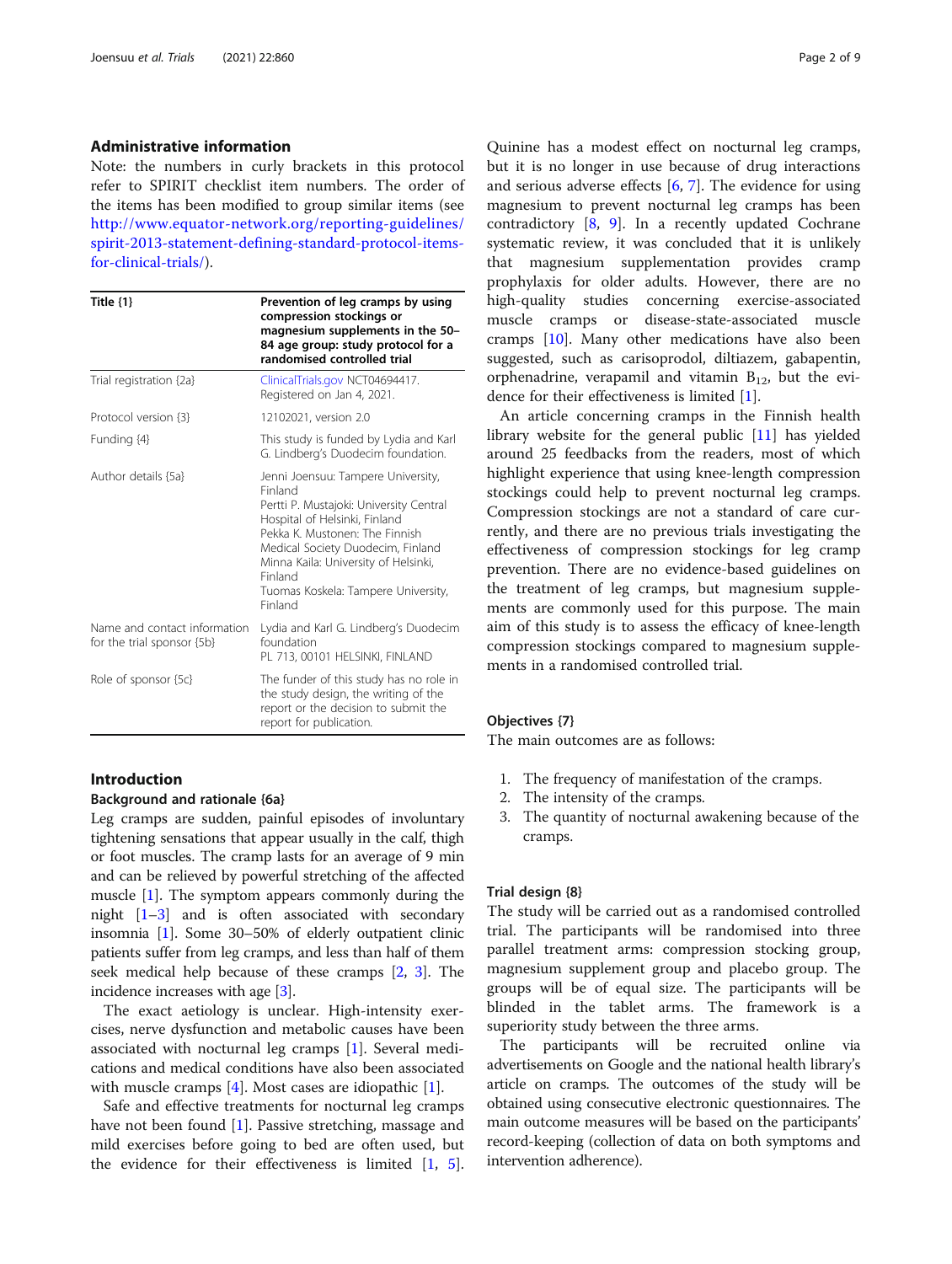## Administrative information

Note: the numbers in curly brackets in this protocol refer to SPIRIT checklist item numbers. The order of the items has been modified to group similar items (see http://www.equator-network.org/reporting-guidelines/spirit-2013-statement-defining-standard-protocol-items-for-clinical-trials/).

| Title {1} | Prevention of leg cramps by using compression stockings or magnesium supplements in the 50–84 age group: study protocol for a randomised controlled trial |
|---|---|
| Trial registration {2a} | ClinicalTrials.gov NCT04694417. Registered on Jan 4, 2021. |
| Protocol version {3} | 12102021, version 2.0 |
| Funding {4} | This study is funded by Lydia and Karl G. Lindberg's Duodecim foundation. |
| Author details {5a} | Jenni Joensuu: Tampere University, Finland<br>Pertti P. Mustajoki: University Central Hospital of Helsinki, Finland<br>Pekka K. Mustonen: The Finnish Medical Society Duodecim, Finland<br>Minna Kaila: University of Helsinki, Finland<br>Tuomas Koskela: Tampere University, Finland |
| Name and contact information for the trial sponsor {5b} | Lydia and Karl G. Lindberg's Duodecim foundation<br>PL 713, 00101 HELSINKI, FINLAND |
| Role of sponsor {5c} | The funder of this study has no role in the study design, the writing of the report or the decision to submit the report for publication. |

## Introduction

### Background and rationale {6a}

Leg cramps are sudden, painful episodes of involuntary tightening sensations that appear usually in the calf, thigh or foot muscles. The cramp lasts for an average of 9 min and can be relieved by powerful stretching of the affected muscle [1]. The symptom appears commonly during the night [1–3] and is often associated with secondary insomnia [1]. Some 30–50% of elderly outpatient clinic patients suffer from leg cramps, and less than half of them seek medical help because of these cramps [2, 3]. The incidence increases with age [3].

The exact aetiology is unclear. High-intensity exercises, nerve dysfunction and metabolic causes have been associated with nocturnal leg cramps [1]. Several medications and medical conditions have also been associated with muscle cramps [4]. Most cases are idiopathic [1].

Safe and effective treatments for nocturnal leg cramps have not been found [1]. Passive stretching, massage and mild exercises before going to bed are often used, but the evidence for their effectiveness is limited [1, 5]. Quinine has a modest effect on nocturnal leg cramps, but it is no longer in use because of drug interactions and serious adverse effects [6, 7]. The evidence for using magnesium to prevent nocturnal leg cramps has been contradictory [8, 9]. In a recently updated Cochrane systematic review, it was concluded that it is unlikely that magnesium supplementation provides cramp prophylaxis for older adults. However, there are no high-quality studies concerning exercise-associated muscle cramps or disease-state-associated muscle cramps [10]. Many other medications have also been suggested, such as carisoprodol, diltiazem, gabapentin, orphenadrine, verapamil and vitamin $B_{12}$, but the evidence for their effectiveness is limited [1].

An article concerning cramps in the Finnish health library website for the general public [11] has yielded around 25 feedbacks from the readers, most of which highlight experience that using knee-length compression stockings could help to prevent nocturnal leg cramps. Compression stockings are not a standard of care currently, and there are no previous trials investigating the effectiveness of compression stockings for leg cramp prevention. There are no evidence-based guidelines on the treatment of leg cramps, but magnesium supplements are commonly used for this purpose. The main aim of this study is to assess the efficacy of knee-length compression stockings compared to magnesium supplements in a randomised controlled trial.

### Objectives {7}

The main outcomes are as follows:

1. The frequency of manifestation of the cramps.
2. The intensity of the cramps.
3. The quantity of nocturnal awakening because of the cramps.

### Trial design {8}

The study will be carried out as a randomised controlled trial. The participants will be randomised into three parallel treatment arms: compression stocking group, magnesium supplement group and placebo group. The groups will be of equal size. The participants will be blinded in the tablet arms. The framework is a superiority study between the three arms.

The participants will be recruited online via advertisements on Google and the national health library's article on cramps. The outcomes of the study will be obtained using consecutive electronic questionnaires. The main outcome measures will be based on the participants' record-keeping (collection of data on both symptoms and intervention adherence).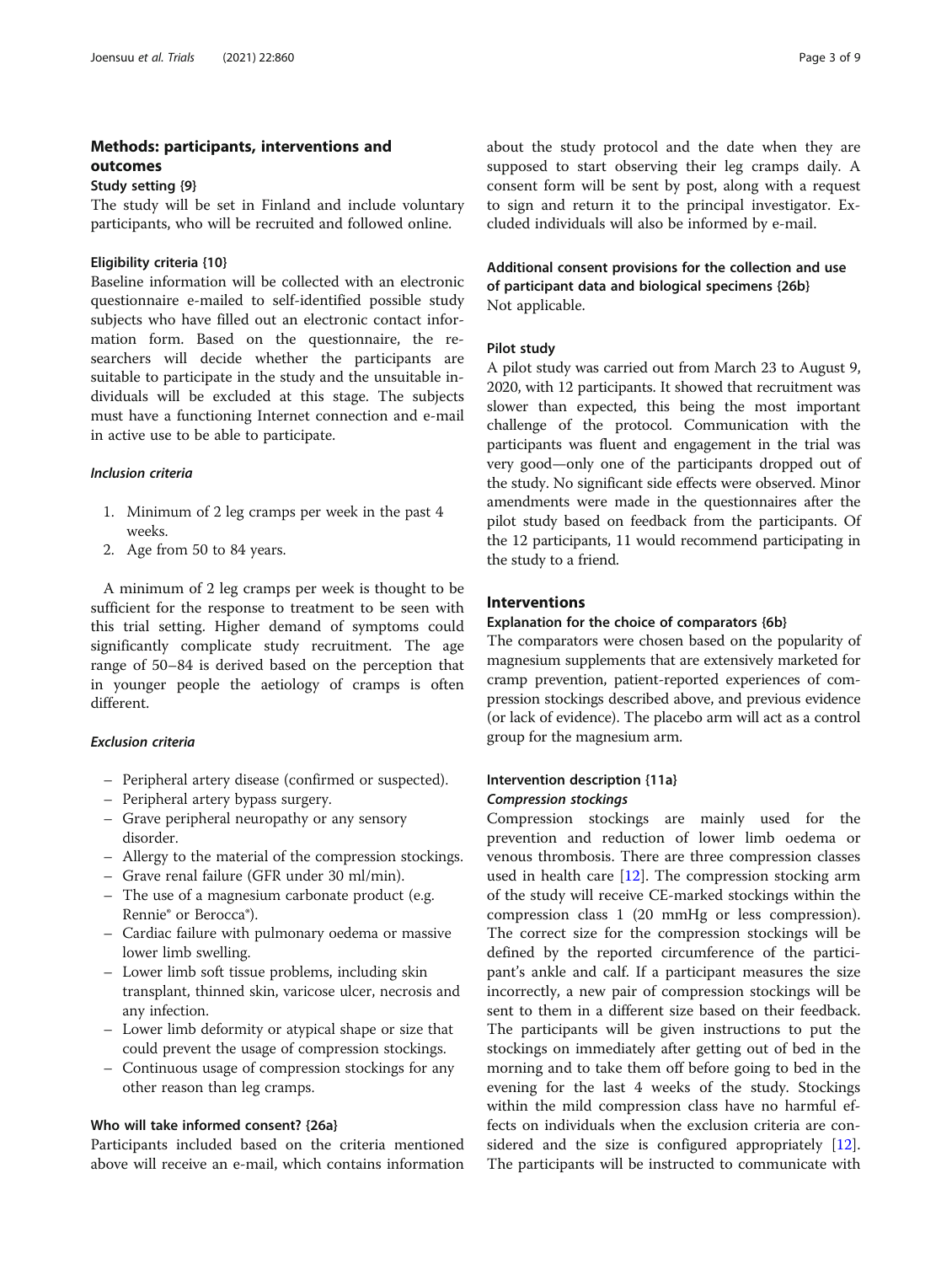## Methods: participants, interventions and outcomes

### Study setting {9}

The study will be set in Finland and include voluntary participants, who will be recruited and followed online.

### Eligibility criteria {10}

Baseline information will be collected with an electronic questionnaire e-mailed to self-identified possible study subjects who have filled out an electronic contact information form. Based on the questionnaire, the researchers will decide whether the participants are suitable to participate in the study and the unsuitable individuals will be excluded at this stage. The subjects must have a functioning Internet connection and e-mail in active use to be able to participate.

#### Inclusion criteria

1. Minimum of 2 leg cramps per week in the past 4 weeks.
2. Age from 50 to 84 years.

A minimum of 2 leg cramps per week is thought to be sufficient for the response to treatment to be seen with this trial setting. Higher demand of symptoms could significantly complicate study recruitment. The age range of 50–84 is derived based on the perception that in younger people the aetiology of cramps is often different.

#### Exclusion criteria

- Peripheral artery disease (confirmed or suspected).
- Peripheral artery bypass surgery.
- Grave peripheral neuropathy or any sensory disorder.
- Allergy to the material of the compression stockings.
- Grave renal failure (GFR under 30 ml/min).
- The use of a magnesium carbonate product (e.g. Rennie® or Berocca®).
- Cardiac failure with pulmonary oedema or massive lower limb swelling.
- Lower limb soft tissue problems, including skin transplant, thinned skin, varicose ulcer, necrosis and any infection.
- Lower limb deformity or atypical shape or size that could prevent the usage of compression stockings.
- Continuous usage of compression stockings for any other reason than leg cramps.

### Who will take informed consent? {26a}

Participants included based on the criteria mentioned above will receive an e-mail, which contains information about the study protocol and the date when they are supposed to start observing their leg cramps daily. A consent form will be sent by post, along with a request to sign and return it to the principal investigator. Excluded individuals will also be informed by e-mail.

### Additional consent provisions for the collection and use of participant data and biological specimens {26b}

Not applicable.

### Pilot study

A pilot study was carried out from March 23 to August 9, 2020, with 12 participants. It showed that recruitment was slower than expected, this being the most important challenge of the protocol. Communication with the participants was fluent and engagement in the trial was very good—only one of the participants dropped out of the study. No significant side effects were observed. Minor amendments were made in the questionnaires after the pilot study based on feedback from the participants. Of the 12 participants, 11 would recommend participating in the study to a friend.

## Interventions

### Explanation for the choice of comparators {6b}

The comparators were chosen based on the popularity of magnesium supplements that are extensively marketed for cramp prevention, patient-reported experiences of compression stockings described above, and previous evidence (or lack of evidence). The placebo arm will act as a control group for the magnesium arm.

### Intervention description {11a}

#### Compression stockings

Compression stockings are mainly used for the prevention and reduction of lower limb oedema or venous thrombosis. There are three compression classes used in health care [12]. The compression stocking arm of the study will receive CE-marked stockings within the compression class 1 (20 mmHg or less compression). The correct size for the compression stockings will be defined by the reported circumference of the participant's ankle and calf. If a participant measures the size incorrectly, a new pair of compression stockings will be sent to them in a different size based on their feedback. The participants will be given instructions to put the stockings on immediately after getting out of bed in the morning and to take them off before going to bed in the evening for the last 4 weeks of the study. Stockings within the mild compression class have no harmful effects on individuals when the exclusion criteria are considered and the size is configured appropriately [12]. The participants will be instructed to communicate with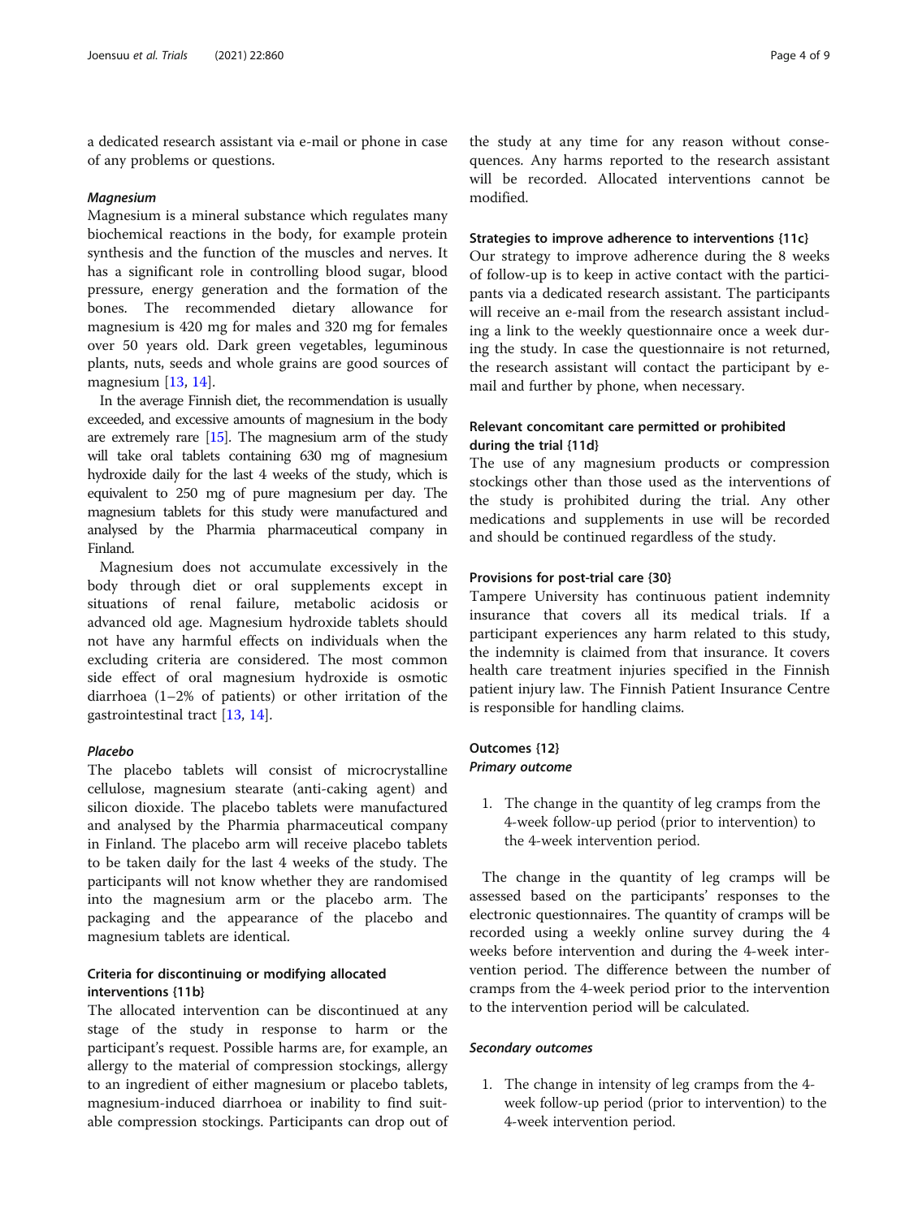a dedicated research assistant via e-mail or phone in case of any problems or questions.

#### *Magnesium*

Magnesium is a mineral substance which regulates many biochemical reactions in the body, for example protein synthesis and the function of the muscles and nerves. It has a significant role in controlling blood sugar, blood pressure, energy generation and the formation of the bones. The recommended dietary allowance for magnesium is 420 mg for males and 320 mg for females over 50 years old. Dark green vegetables, leguminous plants, nuts, seeds and whole grains are good sources of magnesium [13, 14].

In the average Finnish diet, the recommendation is usually exceeded, and excessive amounts of magnesium in the body are extremely rare [15]. The magnesium arm of the study will take oral tablets containing 630 mg of magnesium hydroxide daily for the last 4 weeks of the study, which is equivalent to 250 mg of pure magnesium per day. The magnesium tablets for this study were manufactured and analysed by the Pharmia pharmaceutical company in Finland.

Magnesium does not accumulate excessively in the body through diet or oral supplements except in situations of renal failure, metabolic acidosis or advanced old age. Magnesium hydroxide tablets should not have any harmful effects on individuals when the excluding criteria are considered. The most common side effect of oral magnesium hydroxide is osmotic diarrhoea (1–2% of patients) or other irritation of the gastrointestinal tract [13, 14].

#### *Placebo*

The placebo tablets will consist of microcrystalline cellulose, magnesium stearate (anti-caking agent) and silicon dioxide. The placebo tablets were manufactured and analysed by the Pharmia pharmaceutical company in Finland. The placebo arm will receive placebo tablets to be taken daily for the last 4 weeks of the study. The participants will not know whether they are randomised into the magnesium arm or the placebo arm. The packaging and the appearance of the placebo and magnesium tablets are identical.

### Criteria for discontinuing or modifying allocated interventions {11b}

The allocated intervention can be discontinued at any stage of the study in response to harm or the participant's request. Possible harms are, for example, an allergy to the material of compression stockings, allergy to an ingredient of either magnesium or placebo tablets, magnesium-induced diarrhoea or inability to find suitable compression stockings. Participants can drop out of the study at any time for any reason without consequences. Any harms reported to the research assistant will be recorded. Allocated interventions cannot be modified.

### Strategies to improve adherence to interventions {11c}

Our strategy to improve adherence during the 8 weeks of follow-up is to keep in active contact with the participants via a dedicated research assistant. The participants will receive an e-mail from the research assistant including a link to the weekly questionnaire once a week during the study. In case the questionnaire is not returned, the research assistant will contact the participant by e-mail and further by phone, when necessary.

### Relevant concomitant care permitted or prohibited during the trial {11d}

The use of any magnesium products or compression stockings other than those used as the interventions of the study is prohibited during the trial. Any other medications and supplements in use will be recorded and should be continued regardless of the study.

### Provisions for post-trial care {30}

Tampere University has continuous patient indemnity insurance that covers all its medical trials. If a participant experiences any harm related to this study, the indemnity is claimed from that insurance. It covers health care treatment injuries specified in the Finnish patient injury law. The Finnish Patient Insurance Centre is responsible for handling claims.

### Outcomes {12}

#### *Primary outcome*

1. The change in the quantity of leg cramps from the 4-week follow-up period (prior to intervention) to the 4-week intervention period.

The change in the quantity of leg cramps will be assessed based on the participants' responses to the electronic questionnaires. The quantity of cramps will be recorded using a weekly online survey during the 4 weeks before intervention and during the 4-week intervention period. The difference between the number of cramps from the 4-week period prior to the intervention to the intervention period will be calculated.

#### *Secondary outcomes*

1. The change in intensity of leg cramps from the 4-week follow-up period (prior to intervention) to the 4-week intervention period.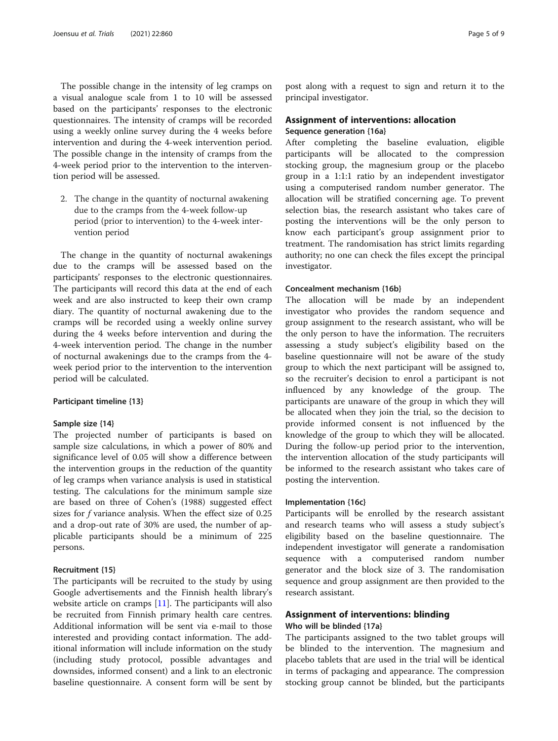The possible change in the intensity of leg cramps on a visual analogue scale from 1 to 10 will be assessed based on the participants' responses to the electronic questionnaires. The intensity of cramps will be recorded using a weekly online survey during the 4 weeks before intervention and during the 4-week intervention period. The possible change in the intensity of cramps from the 4-week period prior to the intervention to the intervention period will be assessed.

2. The change in the quantity of nocturnal awakening due to the cramps from the 4-week follow-up period (prior to intervention) to the 4-week intervention period

The change in the quantity of nocturnal awakenings due to the cramps will be assessed based on the participants' responses to the electronic questionnaires. The participants will record this data at the end of each week and are also instructed to keep their own cramp diary. The quantity of nocturnal awakening due to the cramps will be recorded using a weekly online survey during the 4 weeks before intervention and during the 4-week intervention period. The change in the number of nocturnal awakenings due to the cramps from the 4-week period prior to the intervention to the intervention period will be calculated.

#### Participant timeline {13}

#### Sample size {14}

The projected number of participants is based on sample size calculations, in which a power of 80% and significance level of 0.05 will show a difference between the intervention groups in the reduction of the quantity of leg cramps when variance analysis is used in statistical testing. The calculations for the minimum sample size are based on three of Cohen's (1988) suggested effect sizes for *f* variance analysis. When the effect size of 0.25 and a drop-out rate of 30% are used, the number of applicable participants should be a minimum of 225 persons.

#### Recruitment {15}

The participants will be recruited to the study by using Google advertisements and the Finnish health library's website article on cramps [11]. The participants will also be recruited from Finnish primary health care centres. Additional information will be sent via e-mail to those interested and providing contact information. The additional information will include information on the study (including study protocol, possible advantages and downsides, informed consent) and a link to an electronic baseline questionnaire. A consent form will be sent by post along with a request to sign and return it to the principal investigator.

### Assignment of interventions: allocation

#### Sequence generation {16a}

After completing the baseline evaluation, eligible participants will be allocated to the compression stocking group, the magnesium group or the placebo group in a 1:1:1 ratio by an independent investigator using a computerised random number generator. The allocation will be stratified concerning age. To prevent selection bias, the research assistant who takes care of posting the interventions will be the only person to know each participant's group assignment prior to treatment. The randomisation has strict limits regarding authority; no one can check the files except the principal investigator.

#### Concealment mechanism {16b}

The allocation will be made by an independent investigator who provides the random sequence and group assignment to the research assistant, who will be the only person to have the information. The recruiters assessing a study subject's eligibility based on the baseline questionnaire will not be aware of the study group to which the next participant will be assigned to, so the recruiter's decision to enrol a participant is not influenced by any knowledge of the group. The participants are unaware of the group in which they will be allocated when they join the trial, so the decision to provide informed consent is not influenced by the knowledge of the group to which they will be allocated. During the follow-up period prior to the intervention, the intervention allocation of the study participants will be informed to the research assistant who takes care of posting the intervention.

#### Implementation {16c}

Participants will be enrolled by the research assistant and research teams who will assess a study subject's eligibility based on the baseline questionnaire. The independent investigator will generate a randomisation sequence with a computerised random number generator and the block size of 3. The randomisation sequence and group assignment are then provided to the research assistant.

### Assignment of interventions: blinding

#### Who will be blinded {17a}

The participants assigned to the two tablet groups will be blinded to the intervention. The magnesium and placebo tablets that are used in the trial will be identical in terms of packaging and appearance. The compression stocking group cannot be blinded, but the participants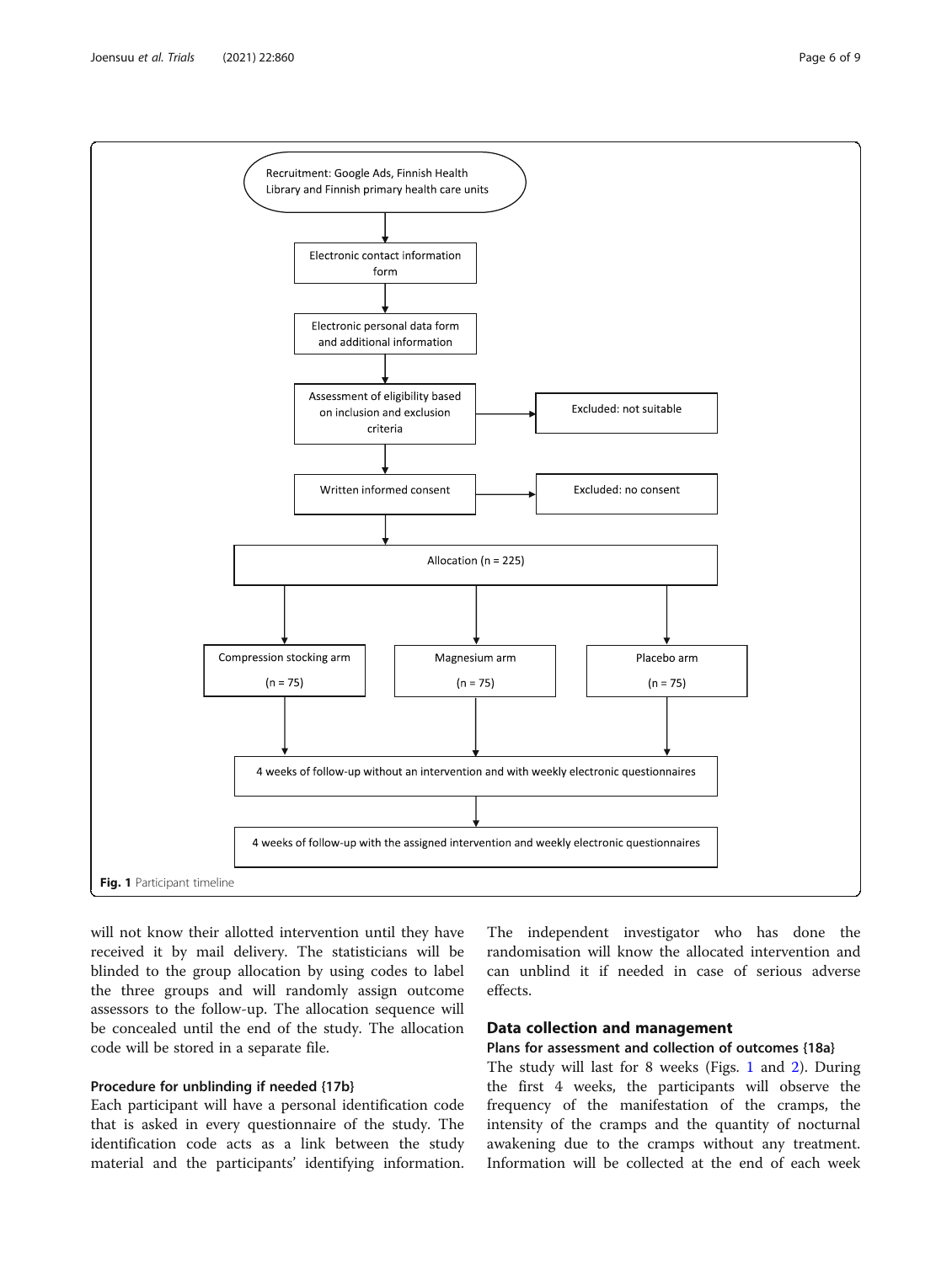Recruitment: Google Ads, Finnish Health Library and Finnish primary health care units

Electronic contact information form

Electronic personal data form and additional information

Assessment of eligibility based on inclusion and exclusion criteria → Excluded: not suitable

Written informed consent → Excluded: no consent

Allocation (n = 225)

Compression stocking arm (n = 75) | Magnesium arm (n = 75) | Placebo arm (n = 75)

4 weeks of follow-up without an intervention and with weekly electronic questionnaires

4 weeks of follow-up with the assigned intervention and weekly electronic questionnaires

**Fig. 1** Participant timeline

will not know their allotted intervention until they have received it by mail delivery. The statisticians will be blinded to the group allocation by using codes to label the three groups and will randomly assign outcome assessors to the follow-up. The allocation sequence will be concealed until the end of the study. The allocation code will be stored in a separate file.

### Procedure for unblinding if needed {17b}

Each participant will have a personal identification code that is asked in every questionnaire of the study. The identification code acts as a link between the study material and the participants' identifying information. The independent investigator who has done the randomisation will know the allocated intervention and can unblind it if needed in case of serious adverse effects.

## Data collection and management

### Plans for assessment and collection of outcomes {18a}

The study will last for 8 weeks (Figs. 1 and 2). During the first 4 weeks, the participants will observe the frequency of the manifestation of the cramps, the intensity of the cramps and the quantity of nocturnal awakening due to the cramps without any treatment. Information will be collected at the end of each week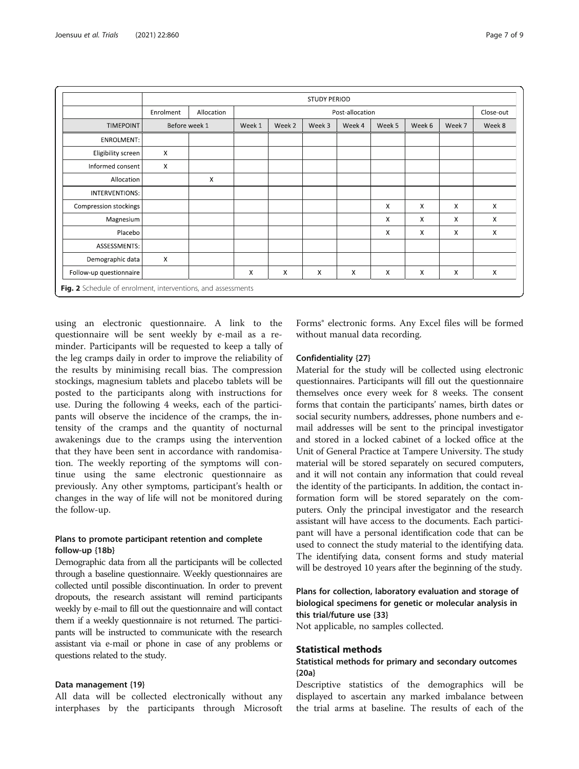| | STUDY PERIOD | | | | | | | | | |
|---|---|---|---|---|---|---|---|---|---|---|
| | Enrolment | Allocation | Post-allocation | | | | | | | Close-out |
| TIMEPOINT | Before week 1 | | Week 1 | Week 2 | Week 3 | Week 4 | Week 5 | Week 6 | Week 7 | Week 8 |
| ENROLMENT: | | | | | | | | | | |
| Eligibility screen | X | | | | | | | | | |
| Informed consent | X | | | | | | | | | |
| Allocation | | X | | | | | | | | |
| INTERVENTIONS: | | | | | | | | | | |
| Compression stockings | | | | | | | X | X | X | X |
| Magnesium | | | | | | | X | X | X | X |
| Placebo | | | | | | | X | X | X | X |
| ASSESSMENTS: | | | | | | | | | | |
| Demographic data | X | | | | | | | | | |
| Follow-up questionnaire | | | X | X | X | X | X | X | X | X |

**Fig. 2** Schedule of enrolment, interventions, and assessments

using an electronic questionnaire. A link to the questionnaire will be sent weekly by e-mail as a reminder. Participants will be requested to keep a tally of the leg cramps daily in order to improve the reliability of the results by minimising recall bias. The compression stockings, magnesium tablets and placebo tablets will be posted to the participants along with instructions for use. During the following 4 weeks, each of the participants will observe the incidence of the cramps, the intensity of the cramps and the quantity of nocturnal awakenings due to the cramps using the intervention that they have been sent in accordance with randomisation. The weekly reporting of the symptoms will continue using the same electronic questionnaire as previously. Any other symptoms, participant's health or changes in the way of life will not be monitored during the follow-up.

### Plans to promote participant retention and complete follow-up {18b}

Demographic data from all the participants will be collected through a baseline questionnaire. Weekly questionnaires are collected until possible discontinuation. In order to prevent dropouts, the research assistant will remind participants weekly by e-mail to fill out the questionnaire and will contact them if a weekly questionnaire is not returned. The participants will be instructed to communicate with the research assistant via e-mail or phone in case of any problems or questions related to the study.

### Data management {19}

All data will be collected electronically without any interphases by the participants through Microsoft Forms® electronic forms. Any Excel files will be formed without manual data recording.

### Confidentiality {27}

Material for the study will be collected using electronic questionnaires. Participants will fill out the questionnaire themselves once every week for 8 weeks. The consent forms that contain the participants' names, birth dates or social security numbers, addresses, phone numbers and e-mail addresses will be sent to the principal investigator and stored in a locked cabinet of a locked office at the Unit of General Practice at Tampere University. The study material will be stored separately on secured computers, and it will not contain any information that could reveal the identity of the participants. In addition, the contact information form will be stored separately on the computers. Only the principal investigator and the research assistant will have access to the documents. Each participant will have a personal identification code that can be used to connect the study material to the identifying data. The identifying data, consent forms and study material will be destroyed 10 years after the beginning of the study.

### Plans for collection, laboratory evaluation and storage of biological specimens for genetic or molecular analysis in this trial/future use {33}

Not applicable, no samples collected.

## Statistical methods

### Statistical methods for primary and secondary outcomes {20a}

Descriptive statistics of the demographics will be displayed to ascertain any marked imbalance between the trial arms at baseline. The results of each of the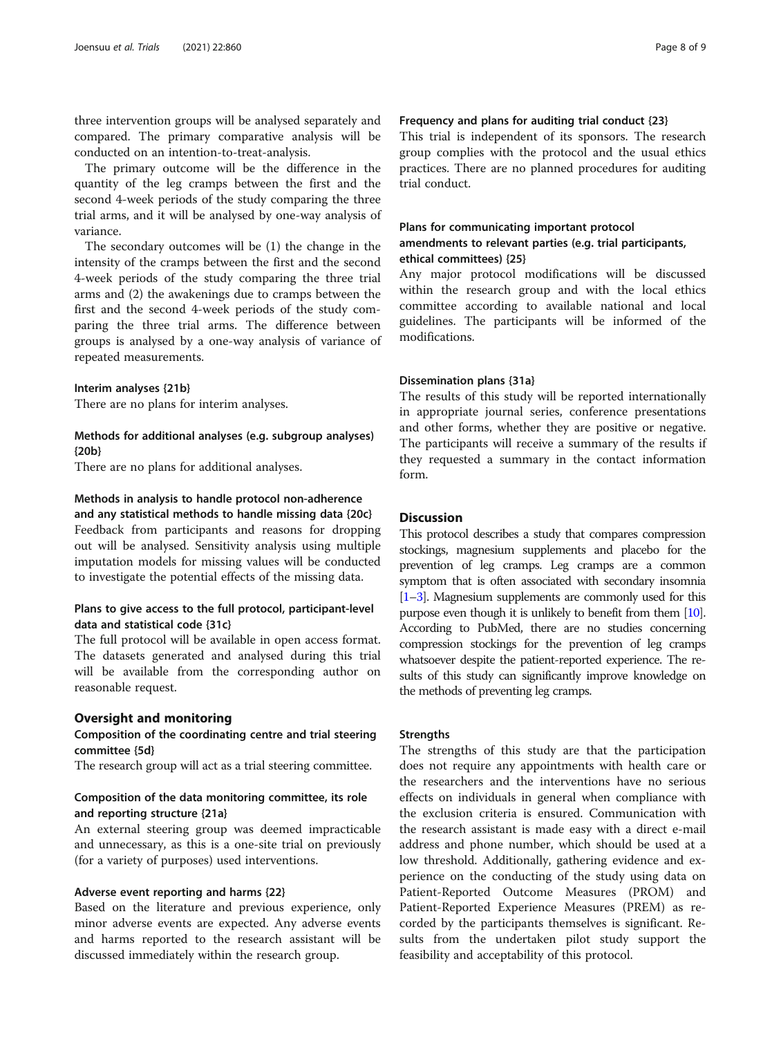three intervention groups will be analysed separately and compared. The primary comparative analysis will be conducted on an intention-to-treat-analysis.

The primary outcome will be the difference in the quantity of the leg cramps between the first and the second 4-week periods of the study comparing the three trial arms, and it will be analysed by one-way analysis of variance.

The secondary outcomes will be (1) the change in the intensity of the cramps between the first and the second 4-week periods of the study comparing the three trial arms and (2) the awakenings due to cramps between the first and the second 4-week periods of the study comparing the three trial arms. The difference between groups is analysed by a one-way analysis of variance of repeated measurements.

#### Interim analyses {21b}

There are no plans for interim analyses.

#### Methods for additional analyses (e.g. subgroup analyses) {20b}

There are no plans for additional analyses.

#### Methods in analysis to handle protocol non-adherence and any statistical methods to handle missing data {20c}

Feedback from participants and reasons for dropping out will be analysed. Sensitivity analysis using multiple imputation models for missing values will be conducted to investigate the potential effects of the missing data.

#### Plans to give access to the full protocol, participant-level data and statistical code {31c}

The full protocol will be available in open access format. The datasets generated and analysed during this trial will be available from the corresponding author on reasonable request.

## Oversight and monitoring

#### Composition of the coordinating centre and trial steering committee {5d}

The research group will act as a trial steering committee.

#### Composition of the data monitoring committee, its role and reporting structure {21a}

An external steering group was deemed impracticable and unnecessary, as this is a one-site trial on previously (for a variety of purposes) used interventions.

#### Adverse event reporting and harms {22}

Based on the literature and previous experience, only minor adverse events are expected. Any adverse events and harms reported to the research assistant will be discussed immediately within the research group.

#### Frequency and plans for auditing trial conduct {23}

This trial is independent of its sponsors. The research group complies with the protocol and the usual ethics practices. There are no planned procedures for auditing trial conduct.

#### Plans for communicating important protocol amendments to relevant parties (e.g. trial participants, ethical committees) {25}

Any major protocol modifications will be discussed within the research group and with the local ethics committee according to available national and local guidelines. The participants will be informed of the modifications.

#### Dissemination plans {31a}

The results of this study will be reported internationally in appropriate journal series, conference presentations and other forms, whether they are positive or negative. The participants will receive a summary of the results if they requested a summary in the contact information form.

## Discussion

This protocol describes a study that compares compression stockings, magnesium supplements and placebo for the prevention of leg cramps. Leg cramps are a common symptom that is often associated with secondary insomnia [1–3]. Magnesium supplements are commonly used for this purpose even though it is unlikely to benefit from them [10]. According to PubMed, there are no studies concerning compression stockings for the prevention of leg cramps whatsoever despite the patient-reported experience. The results of this study can significantly improve knowledge on the methods of preventing leg cramps.

#### Strengths

The strengths of this study are that the participation does not require any appointments with health care or the researchers and the interventions have no serious effects on individuals in general when compliance with the exclusion criteria is ensured. Communication with the research assistant is made easy with a direct e-mail address and phone number, which should be used at a low threshold. Additionally, gathering evidence and experience on the conducting of the study using data on Patient-Reported Outcome Measures (PROM) and Patient-Reported Experience Measures (PREM) as recorded by the participants themselves is significant. Results from the undertaken pilot study support the feasibility and acceptability of this protocol.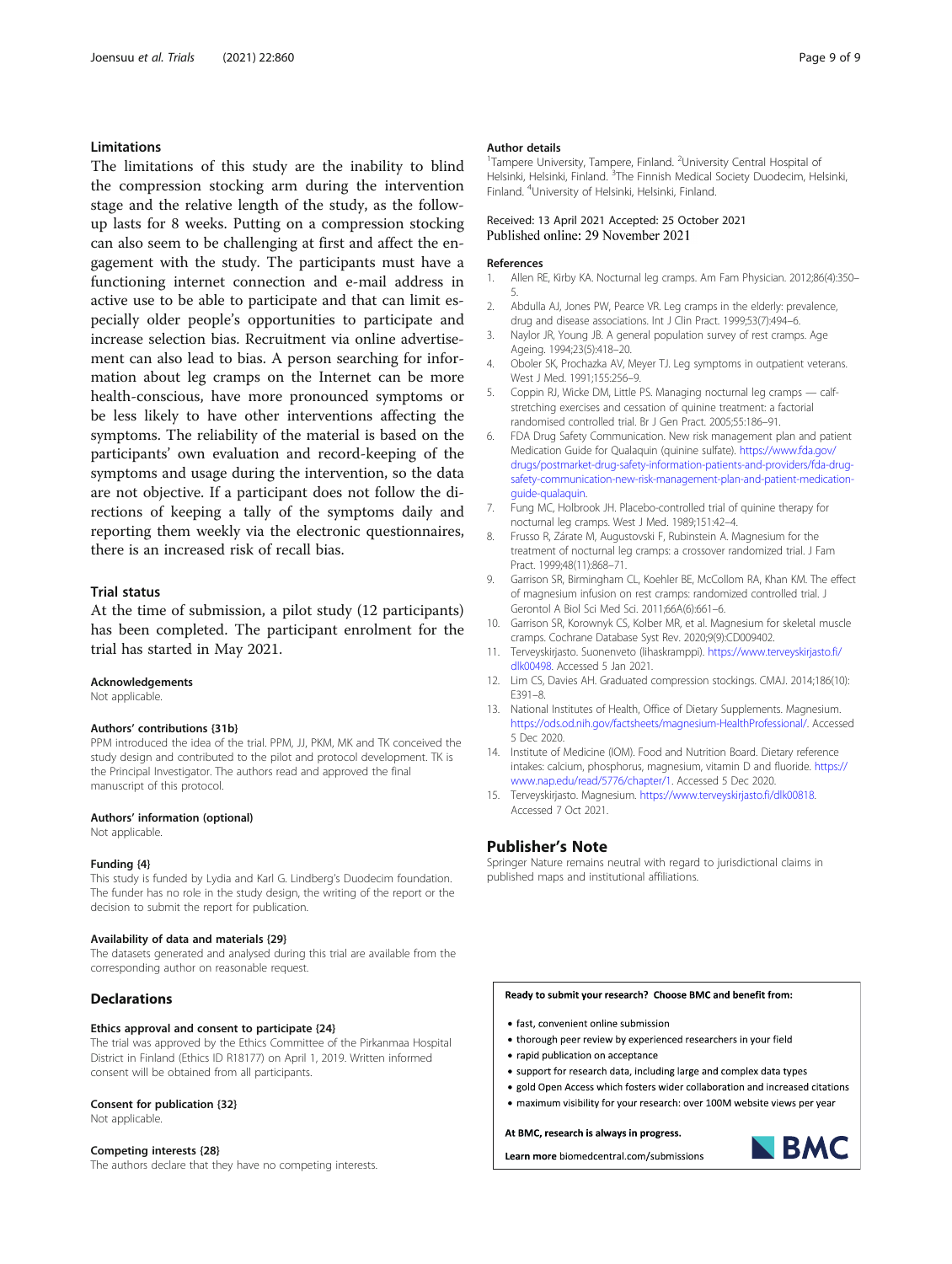## Limitations

The limitations of this study are the inability to blind the compression stocking arm during the intervention stage and the relative length of the study, as the follow-up lasts for 8 weeks. Putting on a compression stocking can also seem to be challenging at first and affect the engagement with the study. The participants must have a functioning internet connection and e-mail address in active use to be able to participate and that can limit especially older people's opportunities to participate and increase selection bias. Recruitment via online advertisement can also lead to bias. A person searching for information about leg cramps on the Internet can be more health-conscious, have more pronounced symptoms or be less likely to have other interventions affecting the symptoms. The reliability of the material is based on the participants' own evaluation and record-keeping of the symptoms and usage during the intervention, so the data are not objective. If a participant does not follow the directions of keeping a tally of the symptoms daily and reporting them weekly via the electronic questionnaires, there is an increased risk of recall bias.

## Trial status

At the time of submission, a pilot study (12 participants) has been completed. The participant enrolment for the trial has started in May 2021.

### Acknowledgements

Not applicable.

### Authors' contributions {31b}

PPM introduced the idea of the trial. PPM, JJ, PKM, MK and TK conceived the study design and contributed to the pilot and protocol development. TK is the Principal Investigator. The authors read and approved the final manuscript of this protocol.

### Authors' information (optional)

Not applicable.

### Funding {4}

This study is funded by Lydia and Karl G. Lindberg's Duodecim foundation. The funder has no role in the study design, the writing of the report or the decision to submit the report for publication.

### Availability of data and materials {29}

The datasets generated and analysed during this trial are available from the corresponding author on reasonable request.

## Declarations

### Ethics approval and consent to participate {24}

The trial was approved by the Ethics Committee of the Pirkanmaa Hospital District in Finland (Ethics ID R18177) on April 1, 2019. Written informed consent will be obtained from all participants.

### Consent for publication {32}

Not applicable.

### Competing interests {28}

The authors declare that they have no competing interests.

### Author details

[1]Tampere University, Tampere, Finland. [2]University Central Hospital of Helsinki, Helsinki, Finland. [3]The Finnish Medical Society Duodecim, Helsinki, Finland. [4]University of Helsinki, Helsinki, Finland.

Received: 13 April 2021 Accepted: 25 October 2021
Published online: 29 November 2021

### References

1. Allen RE, Kirby KA. Nocturnal leg cramps. Am Fam Physician. 2012;86(4):350–5.
2. Abdulla AJ, Jones PW, Pearce VR. Leg cramps in the elderly: prevalence, drug and disease associations. Int J Clin Pract. 1999;53(7):494–6.
3. Naylor JR, Young JB. A general population survey of rest cramps. Age Ageing. 1994;23(5):418–20.
4. Oboler SK, Prochazka AV, Meyer TJ. Leg symptoms in outpatient veterans. West J Med. 1991;155:256–9.
5. Coppin RJ, Wicke DM, Little PS. Managing nocturnal leg cramps — calf-stretching exercises and cessation of quinine treatment: a factorial randomised controlled trial. Br J Gen Pract. 2005;55:186–91.
6. FDA Drug Safety Communication. New risk management plan and patient Medication Guide for Qualaquin (quinine sulfate). https://www.fda.gov/drugs/postmarket-drug-safety-information-patients-and-providers/fda-drug-safety-communication-new-risk-management-plan-and-patient-medication-guide-qualaquin.
7. Fung MC, Holbrook JH. Placebo-controlled trial of quinine therapy for nocturnal leg cramps. West J Med. 1989;151:42–4.
8. Frusso R, Zárate M, Augustovski F, Rubinstein A. Magnesium for the treatment of nocturnal leg cramps: a crossover randomized trial. J Fam Pract. 1999;48(11):868–71.
9. Garrison SR, Birmingham CL, Koehler BE, McCollom RA, Khan KM. The effect of magnesium infusion on rest cramps: randomized controlled trial. J Gerontol A Biol Sci Med Sci. 2011;66A(6):661–6.
10. Garrison SR, Korownyk CS, Kolber MR, et al. Magnesium for skeletal muscle cramps. Cochrane Database Syst Rev. 2020;9(9):CD009402.
11. Terveyskirjasto. Suonenveto (lihaskramppi). https://www.terveyskirjasto.fi/dlk00498. Accessed 5 Jan 2021.
12. Lim CS, Davies AH. Graduated compression stockings. CMAJ. 2014;186(10):E391–8.
13. National Institutes of Health, Office of Dietary Supplements. Magnesium. https://ods.od.nih.gov/factsheets/magnesium-HealthProfessional/. Accessed 5 Dec 2020.
14. Institute of Medicine (IOM). Food and Nutrition Board. Dietary reference intakes: calcium, phosphorus, magnesium, vitamin D and fluoride. https://www.nap.edu/read/5776/chapter/1. Accessed 5 Dec 2020.
15. Terveyskirjasto. Magnesium. https://www.terveyskirjasto.fi/dlk00818. Accessed 7 Oct 2021.

## Publisher's Note

Springer Nature remains neutral with regard to jurisdictional claims in published maps and institutional affiliations.

**Ready to submit your research? Choose BMC and benefit from:**

- fast, convenient online submission
- thorough peer review by experienced researchers in your field
- rapid publication on acceptance
- support for research data, including large and complex data types
- gold Open Access which fosters wider collaboration and increased citations
- maximum visibility for your research: over 100M website views per year

**At BMC, research is always in progress.**

**Learn more** biomedcentral.com/submissions

BMC